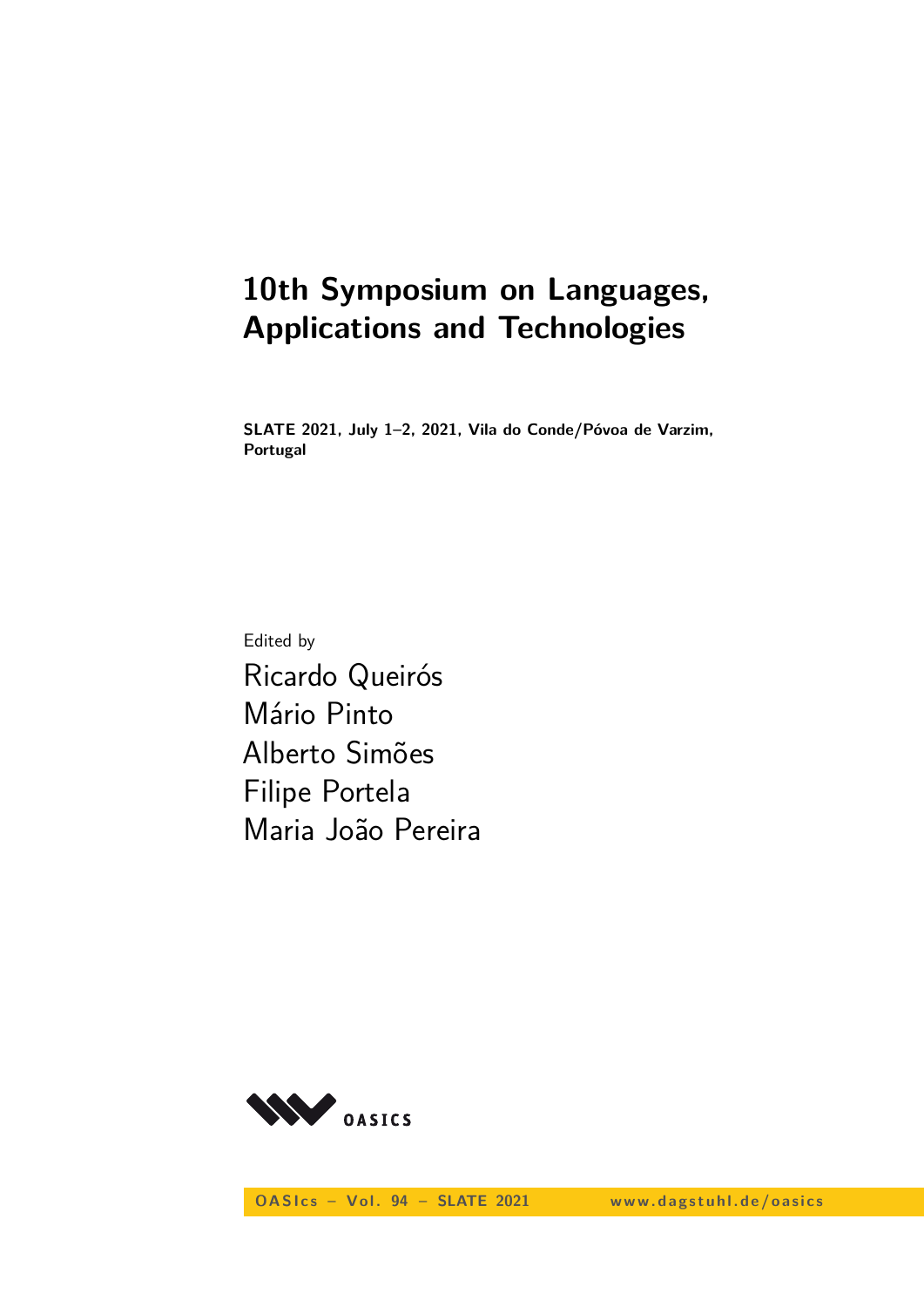# 10th Symposium on Languages, Applications and Technologies

**SLATE 2021, July 1–2, 2021, Vila do Conde/Póvoa de Varzim, Portugal**

Edited by

Ricardo Queirós
Mário Pinto
Alberto Simões
Filipe Portela
Maria João Pereira

OASIcs – Vol. 94 – SLATE 2021    www.dagstuhl.de/oasics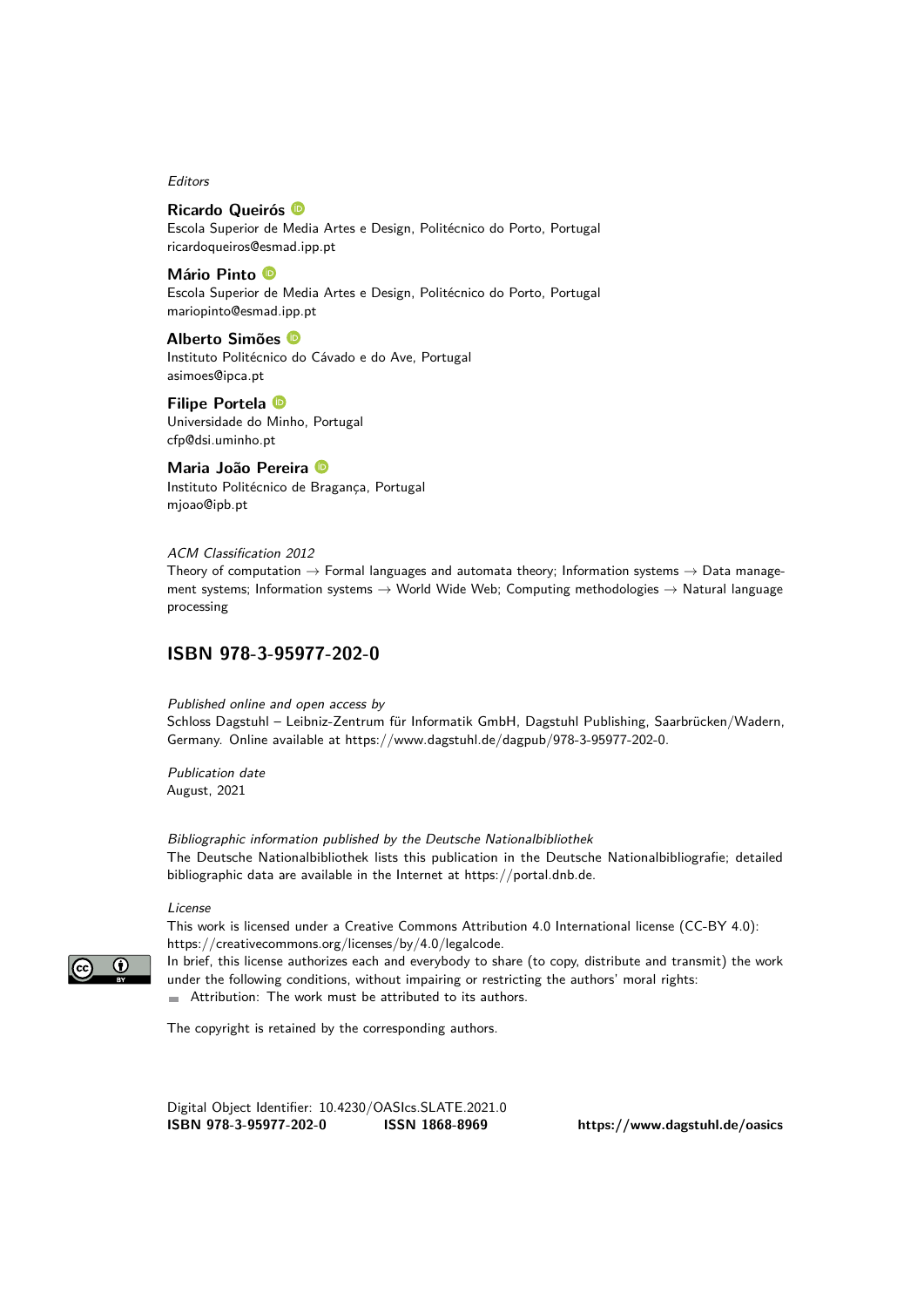*Editors*

**Ricardo Queirós**
Escola Superior de Media Artes e Design, Politécnico do Porto, Portugal
ricardoqueiros@esmad.ipp.pt

**Mário Pinto**
Escola Superior de Media Artes e Design, Politécnico do Porto, Portugal
mariopinto@esmad.ipp.pt

**Alberto Simões**
Instituto Politécnico do Cávado e do Ave, Portugal
asimoes@ipca.pt

**Filipe Portela**
Universidade do Minho, Portugal
cfp@dsi.uminho.pt

**Maria João Pereira**
Instituto Politécnico de Bragança, Portugal
mjoao@ipb.pt

*ACM Classification 2012*
Theory of computation → Formal languages and automata theory; Information systems → Data management systems; Information systems → World Wide Web; Computing methodologies → Natural language processing

## ISBN 978-3-95977-202-0

*Published online and open access by*
Schloss Dagstuhl – Leibniz-Zentrum für Informatik GmbH, Dagstuhl Publishing, Saarbrücken/Wadern, Germany. Online available at https://www.dagstuhl.de/dagpub/978-3-95977-202-0.

*Publication date*
August, 2021

*Bibliographic information published by the Deutsche Nationalbibliothek*
The Deutsche Nationalbibliothek lists this publication in the Deutsche Nationalbibliografie; detailed bibliographic data are available in the Internet at https://portal.dnb.de.

*License*
This work is licensed under a Creative Commons Attribution 4.0 International license (CC-BY 4.0): https://creativecommons.org/licenses/by/4.0/legalcode.
In brief, this license authorizes each and everybody to share (to copy, distribute and transmit) the work under the following conditions, without impairing or restricting the authors' moral rights:
- Attribution: The work must be attributed to its authors.

The copyright is retained by the corresponding authors.

Digital Object Identifier: 10.4230/OASIcs.SLATE.2021.0
**ISBN 978-3-95977-202-0** **ISSN 1868-8969** **https://www.dagstuhl.de/oasics**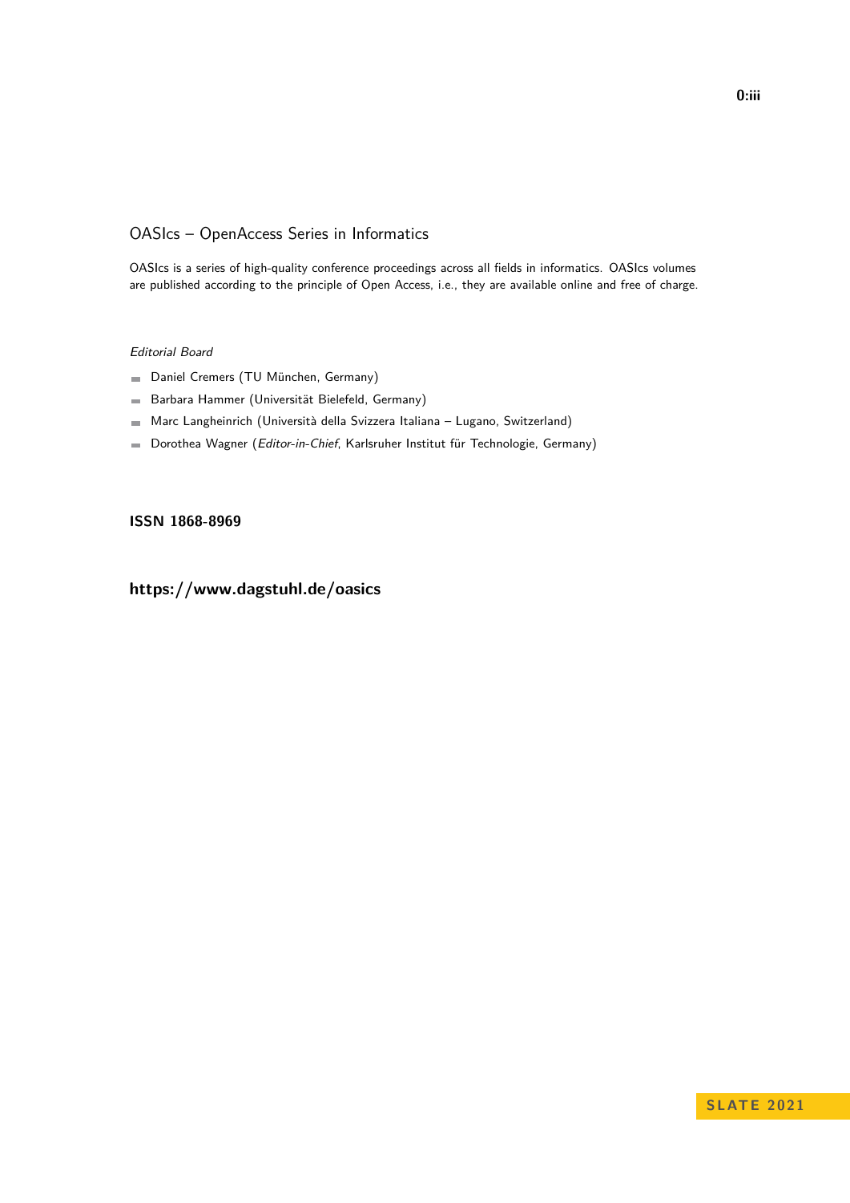# OASIcs – OpenAccess Series in Informatics

OASIcs is a series of high-quality conference proceedings across all fields in informatics. OASIcs volumes are published according to the principle of Open Access, i.e., they are available online and free of charge.

*Editorial Board*

- Daniel Cremers (TU München, Germany)
- Barbara Hammer (Universität Bielefeld, Germany)
- Marc Langheinrich (Università della Svizzera Italiana – Lugano, Switzerland)
- Dorothea Wagner (*Editor-in-Chief*, Karlsruher Institut für Technologie, Germany)

**ISSN 1868-8969**

**https://www.dagstuhl.de/oasics**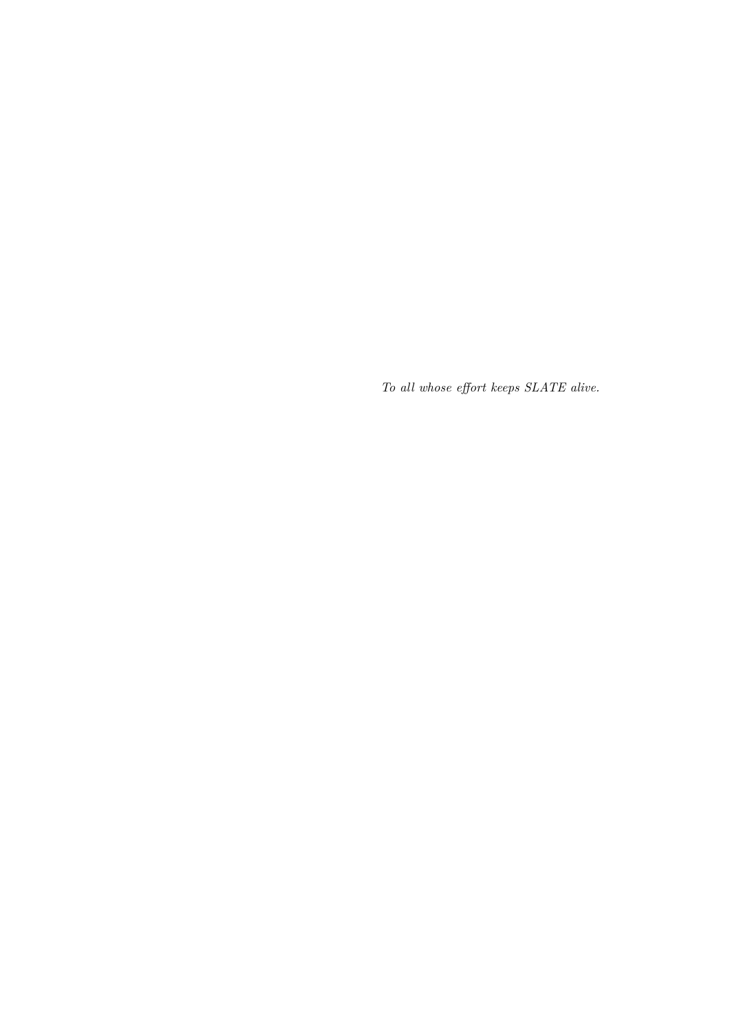*To all whose effort keeps SLATE alive.*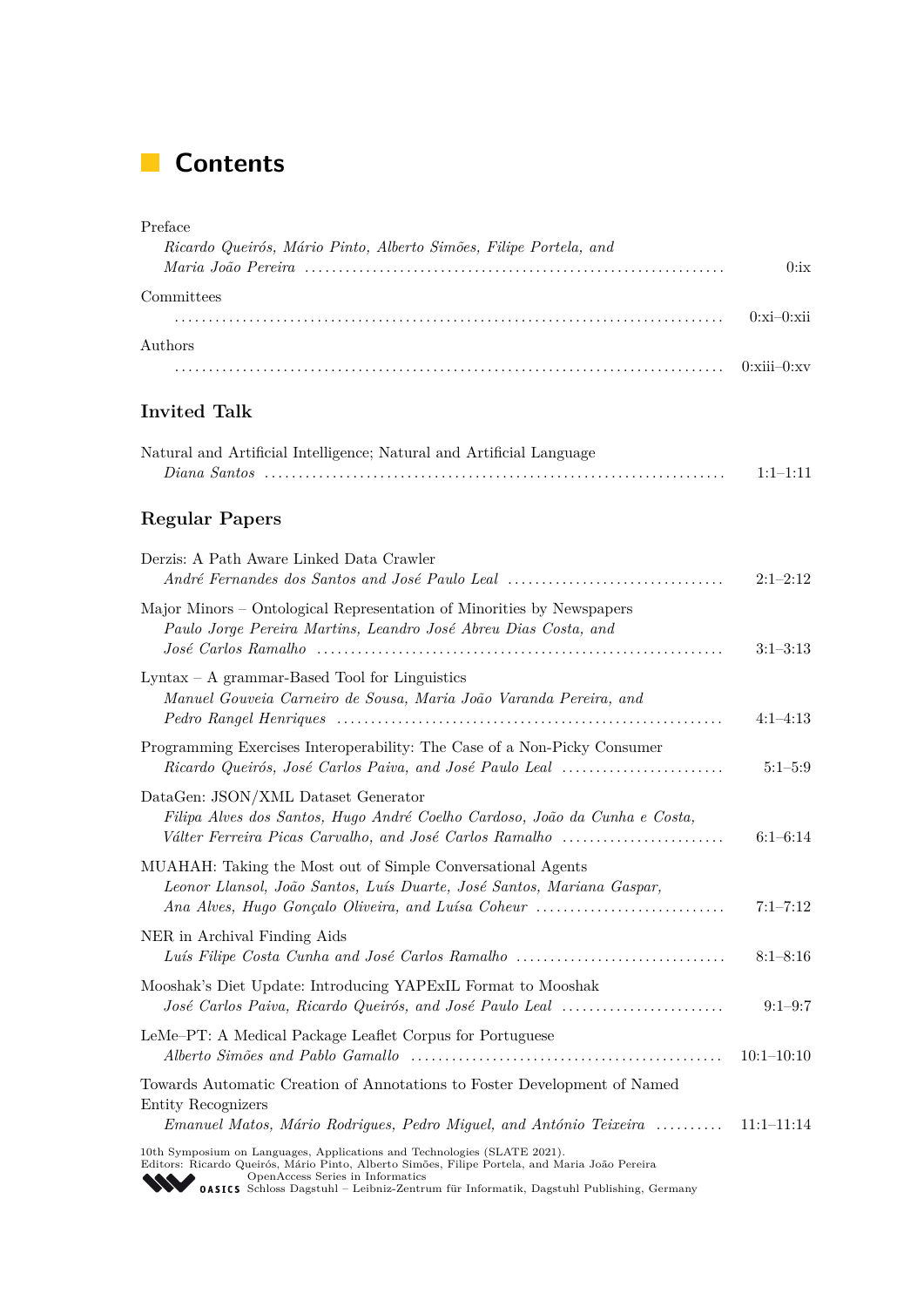# Contents

Preface
*Ricardo Queirós, Mário Pinto, Alberto Simões, Filipe Portela, and Maria João Pereira* ..... 0:ix

Committees
..... 0:xi–0:xii

Authors
..... 0:xiii–0:xv

## Invited Talk

Natural and Artificial Intelligence; Natural and Artificial Language
*Diana Santos* ..... 1:1–1:11

## Regular Papers

Derzis: A Path Aware Linked Data Crawler
*André Fernandes dos Santos and José Paulo Leal* ..... 2:1–2:12

Major Minors – Ontological Representation of Minorities by Newspapers
*Paulo Jorge Pereira Martins, Leandro José Abreu Dias Costa, and José Carlos Ramalho* ..... 3:1–3:13

Lyntax – A grammar-Based Tool for Linguistics
*Manuel Gouveia Carneiro de Sousa, Maria João Varanda Pereira, and Pedro Rangel Henriques* ..... 4:1–4:13

Programming Exercises Interoperability: The Case of a Non-Picky Consumer
*Ricardo Queirós, José Carlos Paiva, and José Paulo Leal* ..... 5:1–5:9

DataGen: JSON/XML Dataset Generator
*Filipa Alves dos Santos, Hugo André Coelho Cardoso, João da Cunha e Costa, Válter Ferreira Picas Carvalho, and José Carlos Ramalho* ..... 6:1–6:14

MUAHAH: Taking the Most out of Simple Conversational Agents
*Leonor Llansol, João Santos, Luís Duarte, José Santos, Mariana Gaspar, Ana Alves, Hugo Gonçalo Oliveira, and Luísa Coheur* ..... 7:1–7:12

NER in Archival Finding Aids
*Luís Filipe Costa Cunha and José Carlos Ramalho* ..... 8:1–8:16

Mooshak's Diet Update: Introducing YAPExIL Format to Mooshak
*José Carlos Paiva, Ricardo Queirós, and José Paulo Leal* ..... 9:1–9:7

LeMe–PT: A Medical Package Leaflet Corpus for Portuguese
*Alberto Simões and Pablo Gamallo* ..... 10:1–10:10

Towards Automatic Creation of Annotations to Foster Development of Named Entity Recognizers
*Emanuel Matos, Mário Rodrigues, Pedro Miguel, and António Teixeira* ..... 11:1–11:14

10th Symposium on Languages, Applications and Technologies (SLATE 2021).
Editors: Ricardo Queirós, Mário Pinto, Alberto Simões, Filipe Portela, and Maria João Pereira
OpenAccess Series in Informatics
OASICS Schloss Dagstuhl – Leibniz-Zentrum für Informatik, Dagstuhl Publishing, Germany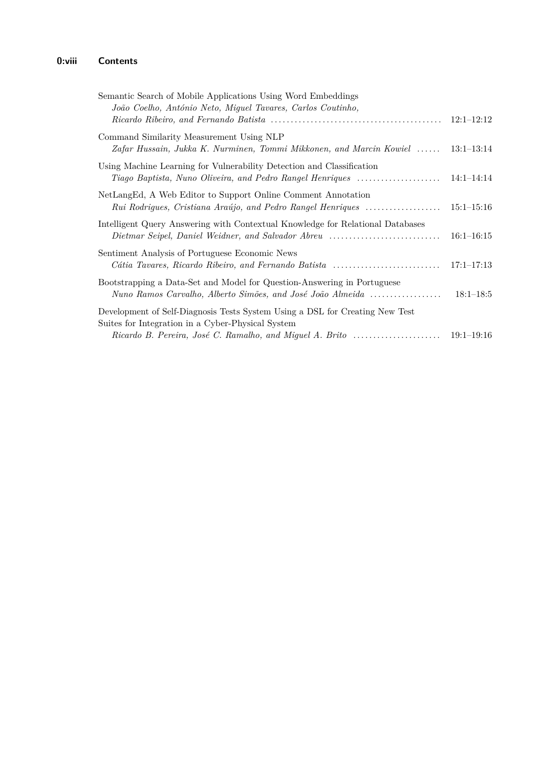Semantic Search of Mobile Applications Using Word Embeddings
*João Coelho, António Neto, Miguel Tavares, Carlos Coutinho, Ricardo Ribeiro, and Fernando Batista* ........ 12:1–12:12

Command Similarity Measurement Using NLP
*Zafar Hussain, Jukka K. Nurminen, Tommi Mikkonen, and Marcin Kowiel* ........ 13:1–13:14

Using Machine Learning for Vulnerability Detection and Classification
*Tiago Baptista, Nuno Oliveira, and Pedro Rangel Henriques* ........ 14:1–14:14

NetLangEd, A Web Editor to Support Online Comment Annotation
*Rui Rodrigues, Cristiana Araújo, and Pedro Rangel Henriques* ........ 15:1–15:16

Intelligent Query Answering with Contextual Knowledge for Relational Databases
*Dietmar Seipel, Daniel Weidner, and Salvador Abreu* ........ 16:1–16:15

Sentiment Analysis of Portuguese Economic News
*Cátia Tavares, Ricardo Ribeiro, and Fernando Batista* ........ 17:1–17:13

Bootstrapping a Data-Set and Model for Question-Answering in Portuguese
*Nuno Ramos Carvalho, Alberto Simões, and José João Almeida* ........ 18:1–18:5

Development of Self-Diagnosis Tests System Using a DSL for Creating New Test Suites for Integration in a Cyber-Physical System
*Ricardo B. Pereira, José C. Ramalho, and Miguel A. Brito* ........ 19:1–19:16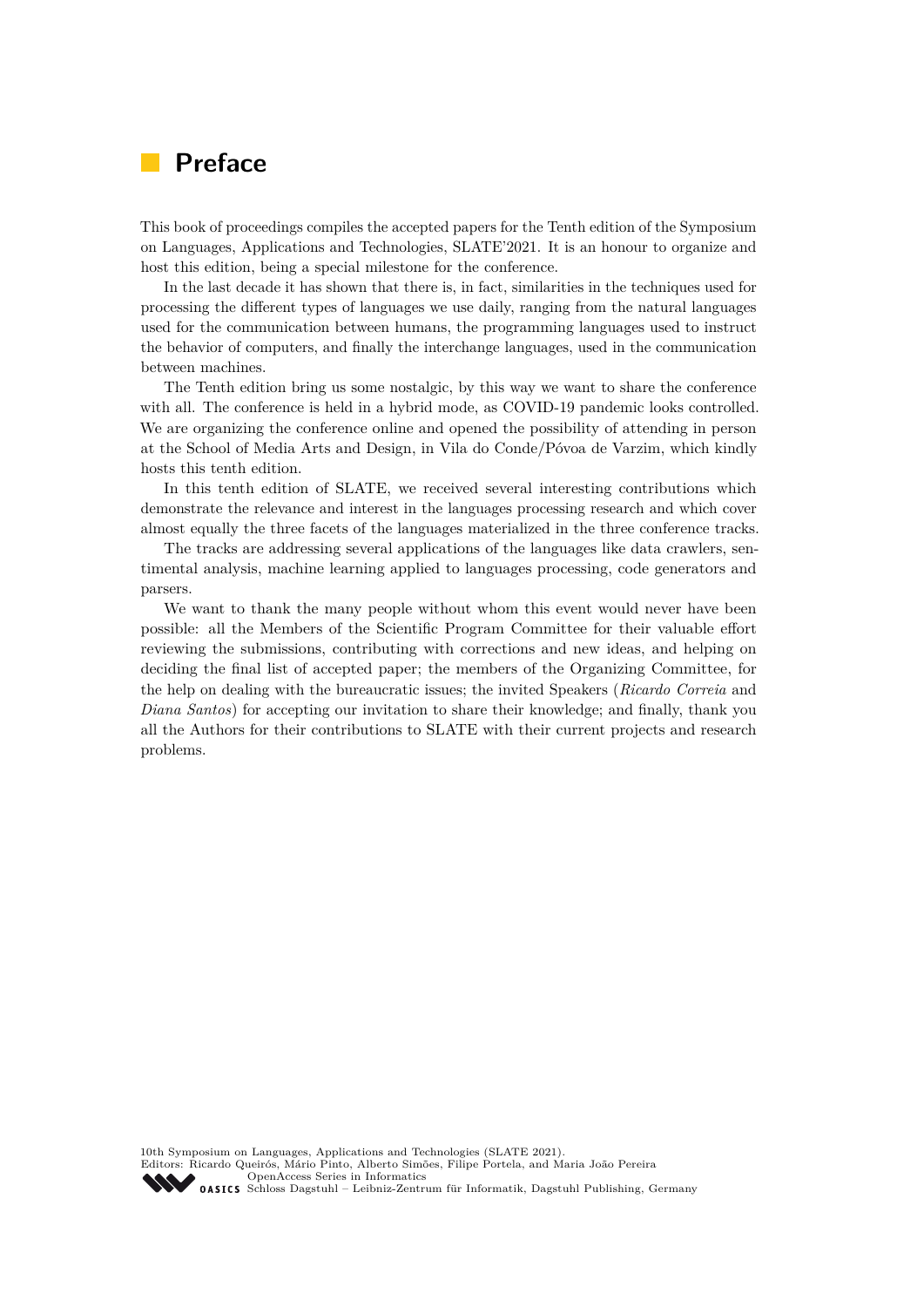# Preface

This book of proceedings compiles the accepted papers for the Tenth edition of the Symposium on Languages, Applications and Technologies, SLATE'2021. It is an honour to organize and host this edition, being a special milestone for the conference.

In the last decade it has shown that there is, in fact, similarities in the techniques used for processing the different types of languages we use daily, ranging from the natural languages used for the communication between humans, the programming languages used to instruct the behavior of computers, and finally the interchange languages, used in the communication between machines.

The Tenth edition bring us some nostalgic, by this way we want to share the conference with all. The conference is held in a hybrid mode, as COVID-19 pandemic looks controlled. We are organizing the conference online and opened the possibility of attending in person at the School of Media Arts and Design, in Vila do Conde/Póvoa de Varzim, which kindly hosts this tenth edition.

In this tenth edition of SLATE, we received several interesting contributions which demonstrate the relevance and interest in the languages processing research and which cover almost equally the three facets of the languages materialized in the three conference tracks.

The tracks are addressing several applications of the languages like data crawlers, sentimental analysis, machine learning applied to languages processing, code generators and parsers.

We want to thank the many people without whom this event would never have been possible: all the Members of the Scientific Program Committee for their valuable effort reviewing the submissions, contributing with corrections and new ideas, and helping on deciding the final list of accepted paper; the members of the Organizing Committee, for the help on dealing with the bureaucratic issues; the invited Speakers (*Ricardo Correia* and *Diana Santos*) for accepting our invitation to share their knowledge; and finally, thank you all the Authors for their contributions to SLATE with their current projects and research problems.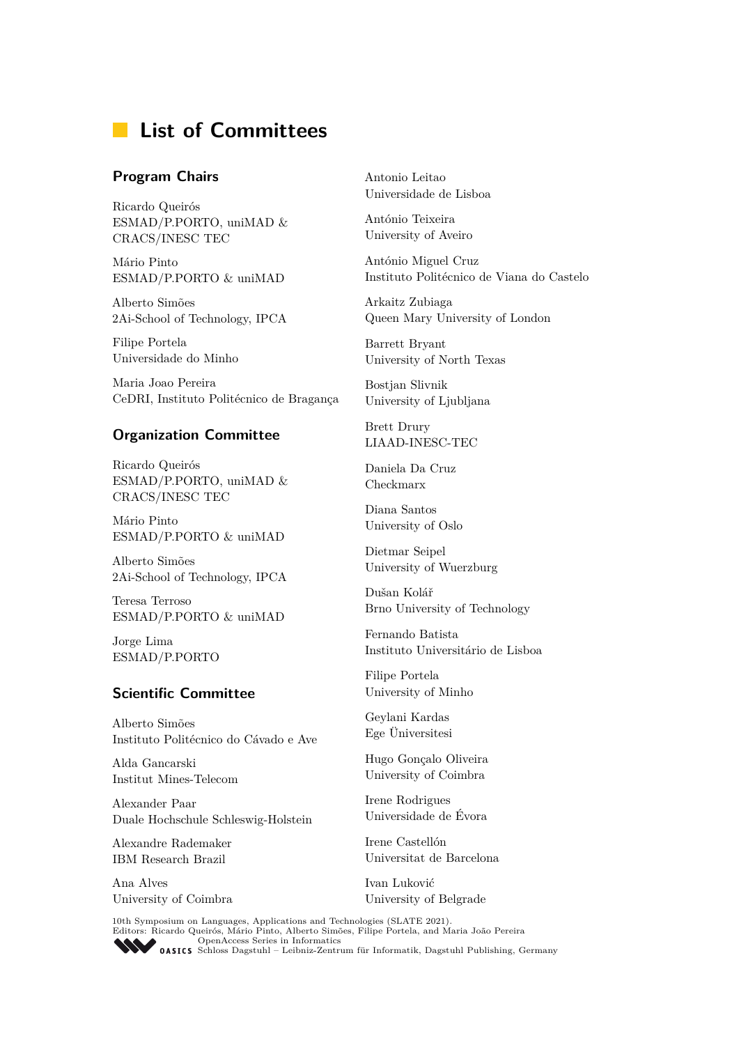## List of Committees

### Program Chairs

Ricardo Queirós
ESMAD/P.PORTO, uniMAD &
CRACS/INESC TEC

Mário Pinto
ESMAD/P.PORTO & uniMAD

Alberto Simões
2Ai-School of Technology, IPCA

Filipe Portela
Universidade do Minho

Maria Joao Pereira
CeDRI, Instituto Politécnico de Bragança

### Organization Committee

Ricardo Queirós
ESMAD/P.PORTO, uniMAD &
CRACS/INESC TEC

Mário Pinto
ESMAD/P.PORTO & uniMAD

Alberto Simões
2Ai-School of Technology, IPCA

Teresa Terroso
ESMAD/P.PORTO & uniMAD

Jorge Lima
ESMAD/P.PORTO

### Scientific Committee

Alberto Simões
Instituto Politécnico do Cávado e Ave

Alda Gancarski
Institut Mines-Telecom

Alexander Paar
Duale Hochschule Schleswig-Holstein

Alexandre Rademaker
IBM Research Brazil

Ana Alves
University of Coimbra

Antonio Leitao
Universidade de Lisboa

António Teixeira
University of Aveiro

António Miguel Cruz
Instituto Politécnico de Viana do Castelo

Arkaitz Zubiaga
Queen Mary University of London

Barrett Bryant
University of North Texas

Bostjan Slivnik
University of Ljubljana

Brett Drury
LIAAD-INESC-TEC

Daniela Da Cruz
Checkmarx

Diana Santos
University of Oslo

Dietmar Seipel
University of Wuerzburg

Dušan Kolář
Brno University of Technology

Fernando Batista
Instituto Universitário de Lisboa

Filipe Portela
University of Minho

Geylani Kardas
Ege Üniversitesi

Hugo Gonçalo Oliveira
University of Coimbra

Irene Rodrigues
Universidade de Évora

Irene Castellón
Universitat de Barcelona

Ivan Luković
University of Belgrade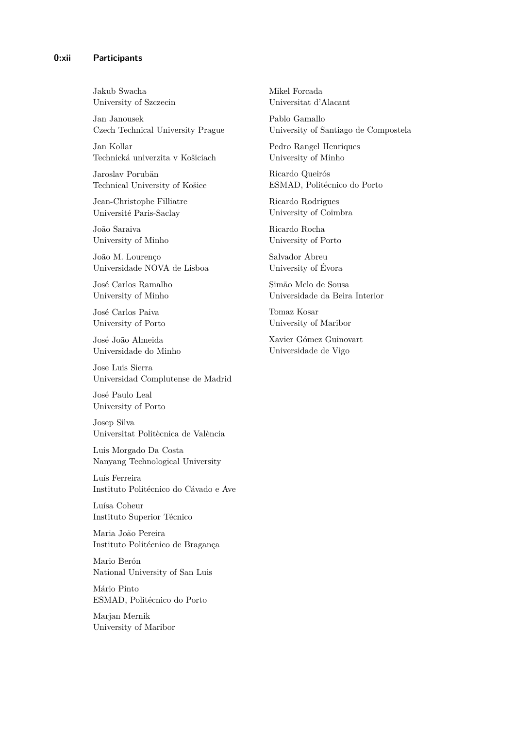Jakub Swacha
University of Szczecin

Jan Janousek
Czech Technical University Prague

Jan Kollar
Technická univerzita v Košiciach

Jaroslav Porubän
Technical University of Košice

Jean-Christophe Filliatre
Université Paris-Saclay

João Saraiva
University of Minho

João M. Lourenço
Universidade NOVA de Lisboa

José Carlos Ramalho
University of Minho

José Carlos Paiva
University of Porto

José João Almeida
Universidade do Minho

Jose Luis Sierra
Universidad Complutense de Madrid

José Paulo Leal
University of Porto

Josep Silva
Universitat Politècnica de València

Luis Morgado Da Costa
Nanyang Technological University

Luís Ferreira
Instituto Politécnico do Cávado e Ave

Luísa Coheur
Instituto Superior Técnico

Maria João Pereira
Instituto Politécnico de Bragança

Mario Berón
National University of San Luis

Mário Pinto
ESMAD, Politécnico do Porto

Marjan Mernik
University of Maribor

Mikel Forcada
Universitat d'Alacant

Pablo Gamallo
University of Santiago de Compostela

Pedro Rangel Henriques
University of Minho

Ricardo Queirós
ESMAD, Politécnico do Porto

Ricardo Rodrigues
University of Coimbra

Ricardo Rocha
University of Porto

Salvador Abreu
University of Évora

Simão Melo de Sousa
Universidade da Beira Interior

Tomaz Kosar
University of Maribor

Xavier Gómez Guinovart
Universidade de Vigo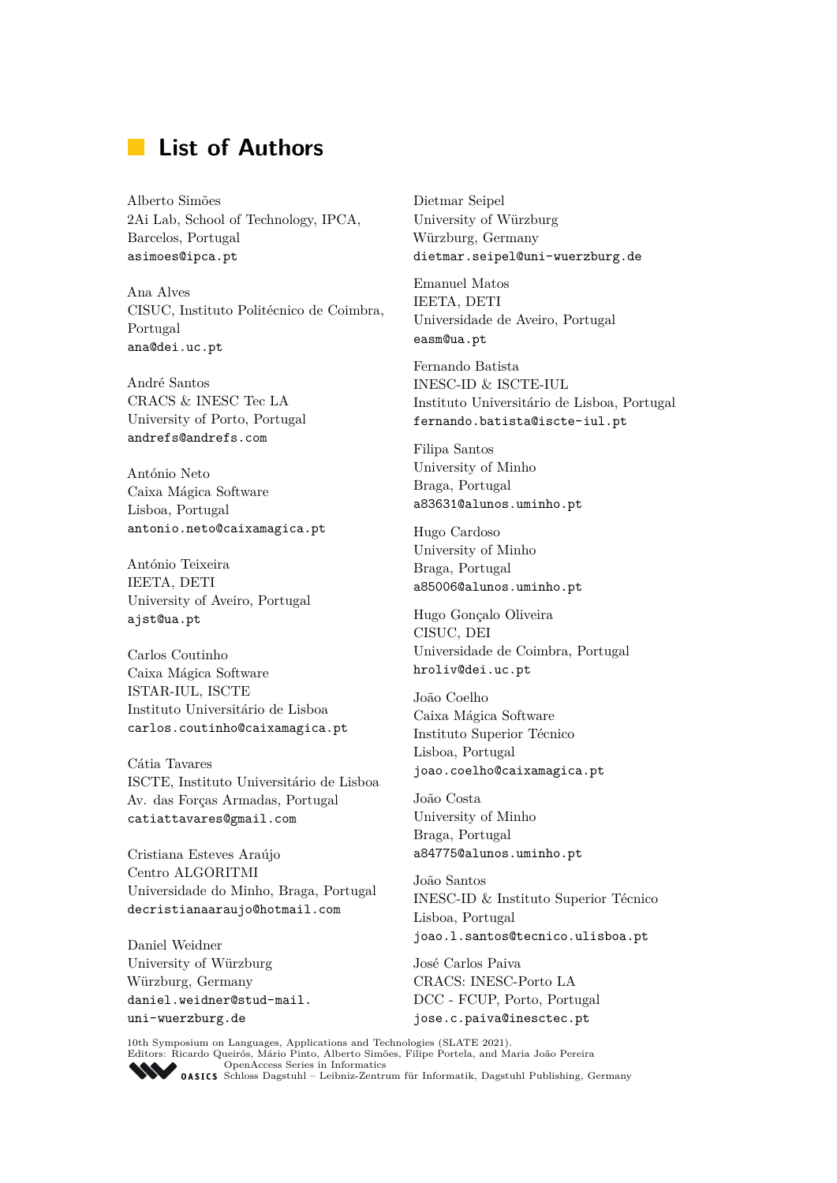# List of Authors

Alberto Simões
2Ai Lab, School of Technology, IPCA,
Barcelos, Portugal
asimoes@ipca.pt

Ana Alves
CISUC, Instituto Politécnico de Coimbra,
Portugal
ana@dei.uc.pt

André Santos
CRACS & INESC Tec LA
University of Porto, Portugal
andrefs@andrefs.com

António Neto
Caixa Mágica Software
Lisboa, Portugal
antonio.neto@caixamagica.pt

António Teixeira
IEETA, DETI
University of Aveiro, Portugal
ajst@ua.pt

Carlos Coutinho
Caixa Mágica Software
ISTAR-IUL, ISCTE
Instituto Universitário de Lisboa
carlos.coutinho@caixamagica.pt

Cátia Tavares
ISCTE, Instituto Universitário de Lisboa
Av. das Forças Armadas, Portugal
catiattavares@gmail.com

Cristiana Esteves Araújo
Centro ALGORITMI
Universidade do Minho, Braga, Portugal
decristianaaraujo@hotmail.com

Daniel Weidner
University of Würzburg
Würzburg, Germany
daniel.weidner@stud-mail.uni-wuerzburg.de

Dietmar Seipel
University of Würzburg
Würzburg, Germany
dietmar.seipel@uni-wuerzburg.de

Emanuel Matos
IEETA, DETI
Universidade de Aveiro, Portugal
easm@ua.pt

Fernando Batista
INESC-ID & ISCTE-IUL
Instituto Universitário de Lisboa, Portugal
fernando.batista@iscte-iul.pt

Filipa Santos
University of Minho
Braga, Portugal
a83631@alunos.uminho.pt

Hugo Cardoso
University of Minho
Braga, Portugal
a85006@alunos.uminho.pt

Hugo Gonçalo Oliveira
CISUC, DEI
Universidade de Coimbra, Portugal
hroliv@dei.uc.pt

João Coelho
Caixa Mágica Software
Instituto Superior Técnico
Lisboa, Portugal
joao.coelho@caixamagica.pt

João Costa
University of Minho
Braga, Portugal
a84775@alunos.uminho.pt

João Santos
INESC-ID & Instituto Superior Técnico
Lisboa, Portugal
joao.l.santos@tecnico.ulisboa.pt

José Carlos Paiva
CRACS: INESC-Porto LA
DCC - FCUP, Porto, Portugal
jose.c.paiva@inesctec.pt

10th Symposium on Languages, Applications and Technologies (SLATE 2021).
Editors: Ricardo Queirós, Mário Pinto, Alberto Simões, Filipe Portela, and Maria João Pereira
OpenAccess Series in Informatics
OASICS Schloss Dagstuhl – Leibniz-Zentrum für Informatik, Dagstuhl Publishing, Germany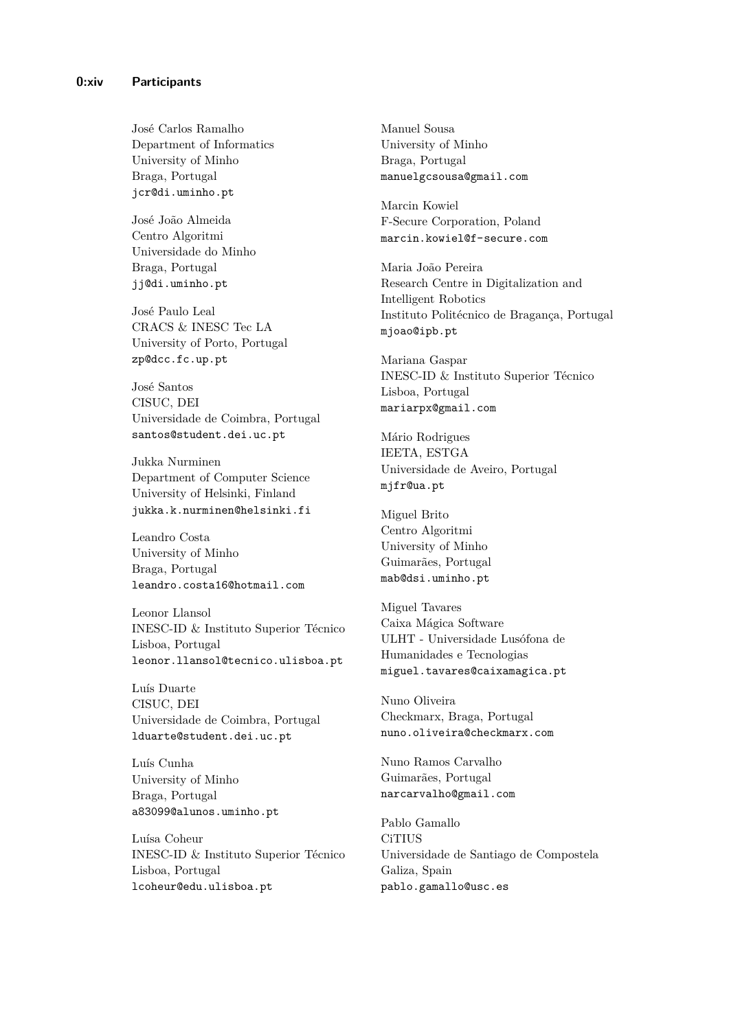José Carlos Ramalho
Department of Informatics
University of Minho
Braga, Portugal
jcr@di.uminho.pt

José João Almeida
Centro Algoritmi
Universidade do Minho
Braga, Portugal
jj@di.uminho.pt

José Paulo Leal
CRACS & INESC Tec LA
University of Porto, Portugal
zp@dcc.fc.up.pt

José Santos
CISUC, DEI
Universidade de Coimbra, Portugal
santos@student.dei.uc.pt

Jukka Nurminen
Department of Computer Science
University of Helsinki, Finland
jukka.k.nurminen@helsinki.fi

Leandro Costa
University of Minho
Braga, Portugal
leandro.costa16@hotmail.com

Leonor Llansol
INESC-ID & Instituto Superior Técnico
Lisboa, Portugal
leonor.llansol@tecnico.ulisboa.pt

Luís Duarte
CISUC, DEI
Universidade de Coimbra, Portugal
lduarte@student.dei.uc.pt

Luís Cunha
University of Minho
Braga, Portugal
a83099@alunos.uminho.pt

Luísa Coheur
INESC-ID & Instituto Superior Técnico
Lisboa, Portugal
lcoheur@edu.ulisboa.pt

Manuel Sousa
University of Minho
Braga, Portugal
manuelgcsousa@gmail.com

Marcin Kowiel
F-Secure Corporation, Poland
marcin.kowiel@f-secure.com

Maria João Pereira
Research Centre in Digitalization and Intelligent Robotics
Instituto Politécnico de Bragança, Portugal
mjoao@ipb.pt

Mariana Gaspar
INESC-ID & Instituto Superior Técnico
Lisboa, Portugal
mariarpx@gmail.com

Mário Rodrigues
IEETA, ESTGA
Universidade de Aveiro, Portugal
mjfr@ua.pt

Miguel Brito
Centro Algoritmi
University of Minho
Guimarães, Portugal
mab@dsi.uminho.pt

Miguel Tavares
Caixa Mágica Software
ULHT - Universidade Lusófona de Humanidades e Tecnologias
miguel.tavares@caixamagica.pt

Nuno Oliveira
Checkmarx, Braga, Portugal
nuno.oliveira@checkmarx.com

Nuno Ramos Carvalho
Guimarães, Portugal
narcarvalho@gmail.com

Pablo Gamallo
CiTIUS
Universidade de Santiago de Compostela
Galiza, Spain
pablo.gamallo@usc.es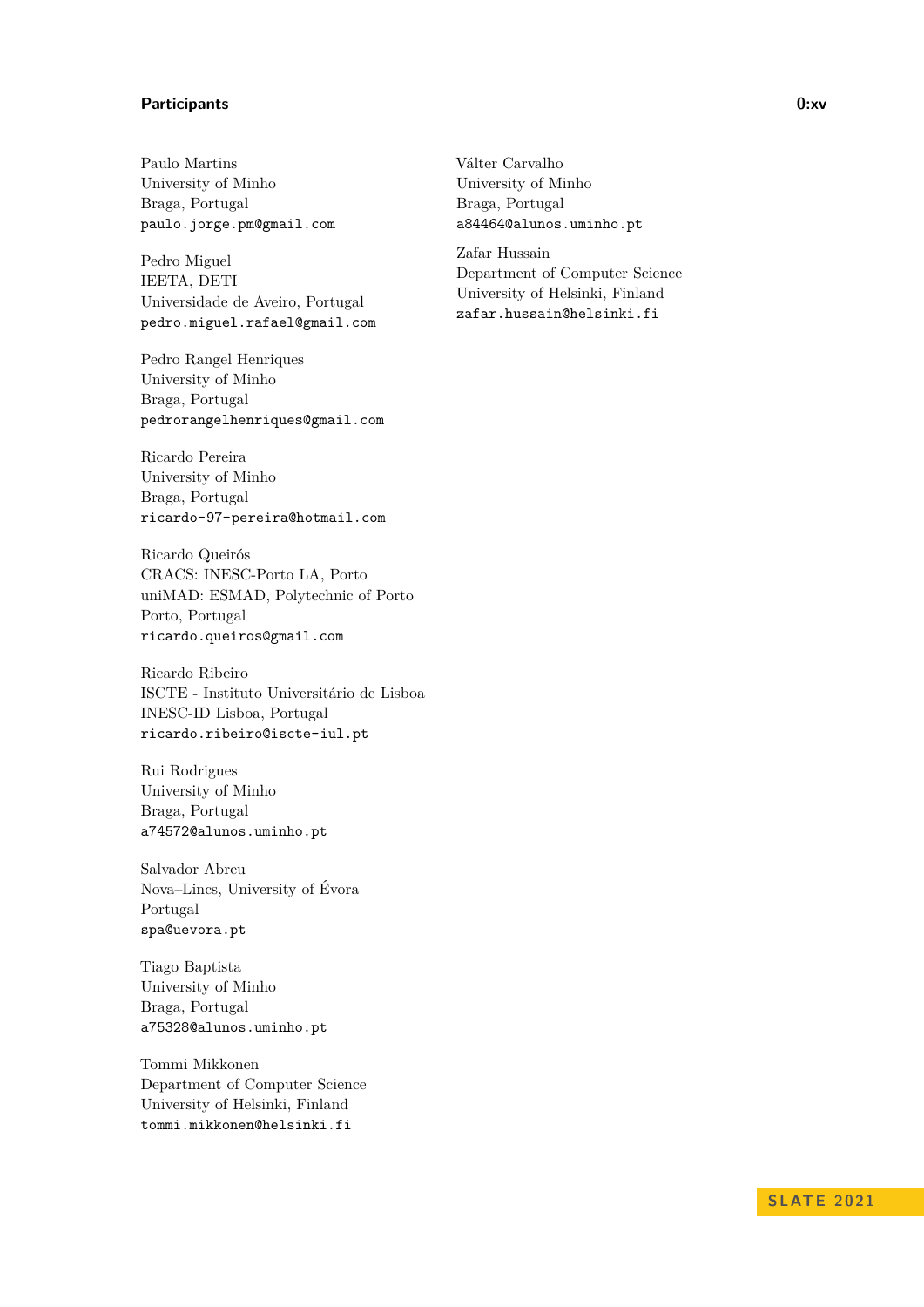Paulo Martins
University of Minho
Braga, Portugal
paulo.jorge.pm@gmail.com

Pedro Miguel
IEETA, DETI
Universidade de Aveiro, Portugal
pedro.miguel.rafael@gmail.com

Pedro Rangel Henriques
University of Minho
Braga, Portugal
pedrorangelhenriques@gmail.com

Ricardo Pereira
University of Minho
Braga, Portugal
ricardo-97-pereira@hotmail.com

Ricardo Queirós
CRACS: INESC-Porto LA, Porto
uniMAD: ESMAD, Polytechnic of Porto
Porto, Portugal
ricardo.queiros@gmail.com

Ricardo Ribeiro
ISCTE - Instituto Universitário de Lisboa
INESC-ID Lisboa, Portugal
ricardo.ribeiro@iscte-iul.pt

Rui Rodrigues
University of Minho
Braga, Portugal
a74572@alunos.uminho.pt

Salvador Abreu
Nova–Lincs, University of Évora
Portugal
spa@uevora.pt

Tiago Baptista
University of Minho
Braga, Portugal
a75328@alunos.uminho.pt

Tommi Mikkonen
Department of Computer Science
University of Helsinki, Finland
tommi.mikkonen@helsinki.fi

Válter Carvalho
University of Minho
Braga, Portugal
a84464@alunos.uminho.pt

Zafar Hussain
Department of Computer Science
University of Helsinki, Finland
zafar.hussain@helsinki.fi